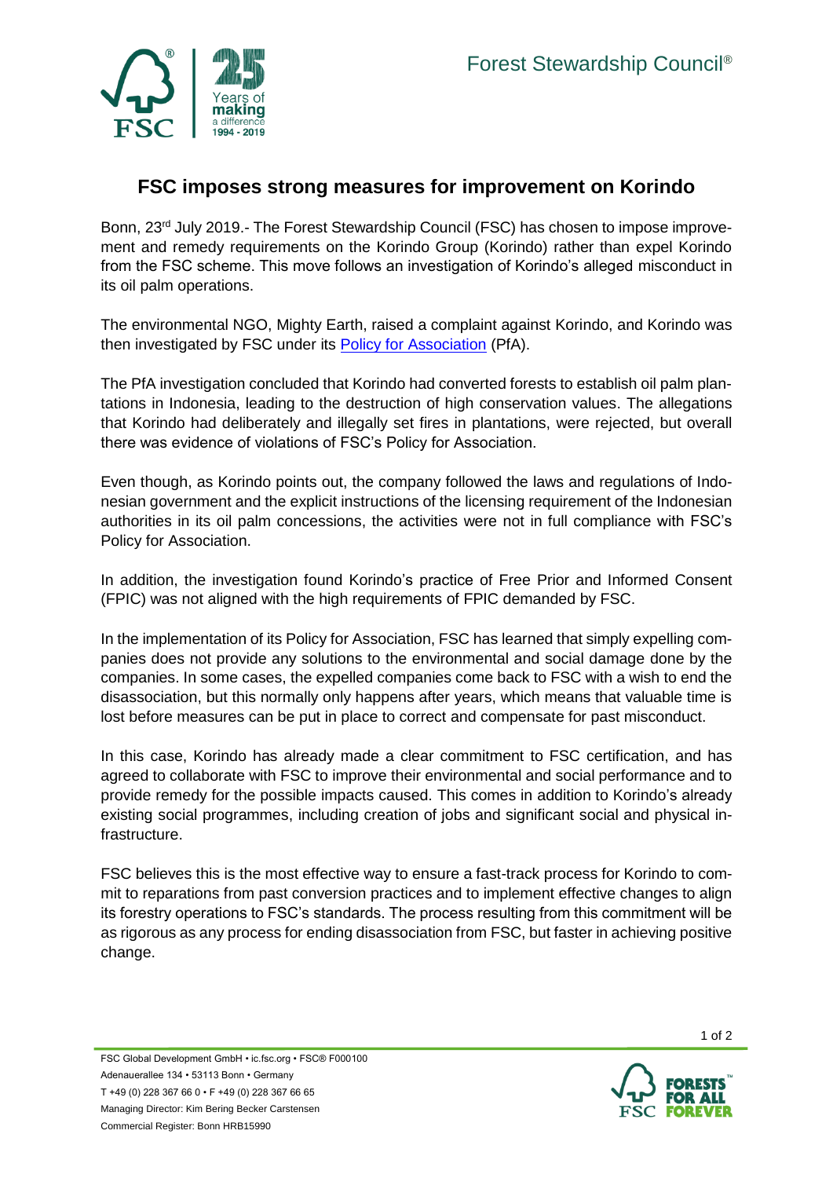Forest Stewardship Council®

# FSC imposes strong measures for improvement on Korindo

Bonn, 23rd July 2019.- The Forest Stewardship Council (FSC) has chosen to impose improvement and remedy requirements on the Korindo Group (Korindo) rather than expel Korindo from the FSC scheme. This move follows an investigation of Korindo's alleged misconduct in its oil palm operations.

The environmental NGO, Mighty Earth, raised a complaint against Korindo, and Korindo was then investigated by FSC under its [Policy for Association](#) (PfA).

The PfA investigation concluded that Korindo had converted forests to establish oil palm plantations in Indonesia, leading to the destruction of high conservation values. The allegations that Korindo had deliberately and illegally set fires in plantations, were rejected, but overall there was evidence of violations of FSC's Policy for Association.

Even though, as Korindo points out, the company followed the laws and regulations of Indonesian government and the explicit instructions of the licensing requirement of the Indonesian authorities in its oil palm concessions, the activities were not in full compliance with FSC's Policy for Association.

In addition, the investigation found Korindo's practice of Free Prior and Informed Consent (FPIC) was not aligned with the high requirements of FPIC demanded by FSC.

In the implementation of its Policy for Association, FSC has learned that simply expelling companies does not provide any solutions to the environmental and social damage done by the companies. In some cases, the expelled companies come back to FSC with a wish to end the disassociation, but this normally only happens after years, which means that valuable time is lost before measures can be put in place to correct and compensate for past misconduct.

In this case, Korindo has already made a clear commitment to FSC certification, and has agreed to collaborate with FSC to improve their environmental and social performance and to provide remedy for the possible impacts caused. This comes in addition to Korindo's already existing social programmes, including creation of jobs and significant social and physical infrastructure.

FSC believes this is the most effective way to ensure a fast-track process for Korindo to commit to reparations from past conversion practices and to implement effective changes to align its forestry operations to FSC's standards. The process resulting from this commitment will be as rigorous as any process for ending disassociation from FSC, but faster in achieving positive change.

FSC Global Development GmbH • ic.fsc.org • FSC® F000100
Adenauerallee 134 • 53113 Bonn • Germany
T +49 (0) 228 367 66 0 • F +49 (0) 228 367 66 65
Managing Director: Kim Bering Becker Carstensen
Commercial Register: Bonn HRB15990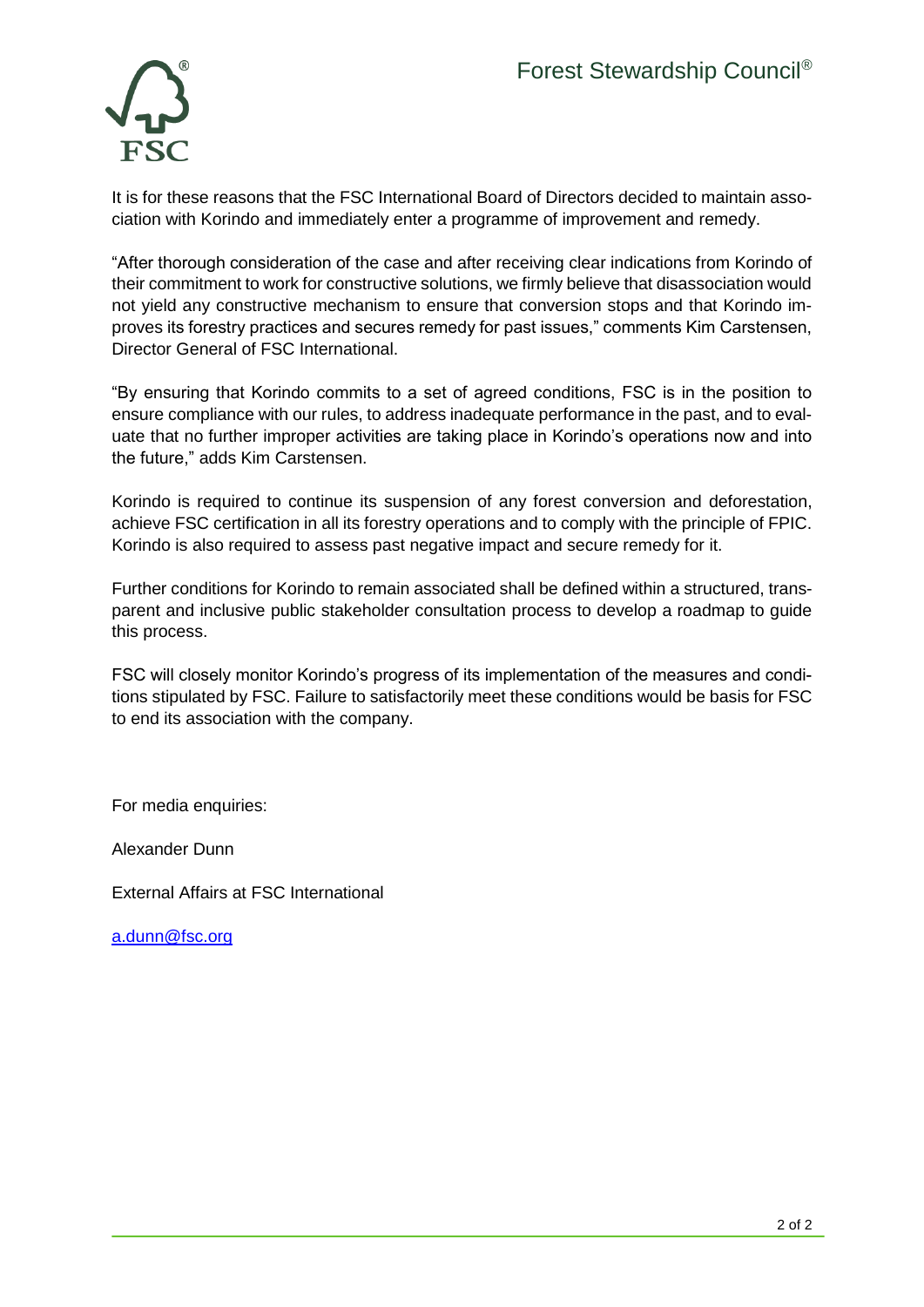It is for these reasons that the FSC International Board of Directors decided to maintain association with Korindo and immediately enter a programme of improvement and remedy.

"After thorough consideration of the case and after receiving clear indications from Korindo of their commitment to work for constructive solutions, we firmly believe that disassociation would not yield any constructive mechanism to ensure that conversion stops and that Korindo improves its forestry practices and secures remedy for past issues," comments Kim Carstensen, Director General of FSC International.

"By ensuring that Korindo commits to a set of agreed conditions, FSC is in the position to ensure compliance with our rules, to address inadequate performance in the past, and to evaluate that no further improper activities are taking place in Korindo's operations now and into the future," adds Kim Carstensen.

Korindo is required to continue its suspension of any forest conversion and deforestation, achieve FSC certification in all its forestry operations and to comply with the principle of FPIC. Korindo is also required to assess past negative impact and secure remedy for it.

Further conditions for Korindo to remain associated shall be defined within a structured, transparent and inclusive public stakeholder consultation process to develop a roadmap to guide this process.

FSC will closely monitor Korindo's progress of its implementation of the measures and conditions stipulated by FSC. Failure to satisfactorily meet these conditions would be basis for FSC to end its association with the company.

For media enquiries:

Alexander Dunn

External Affairs at FSC International

a.dunn@fsc.org